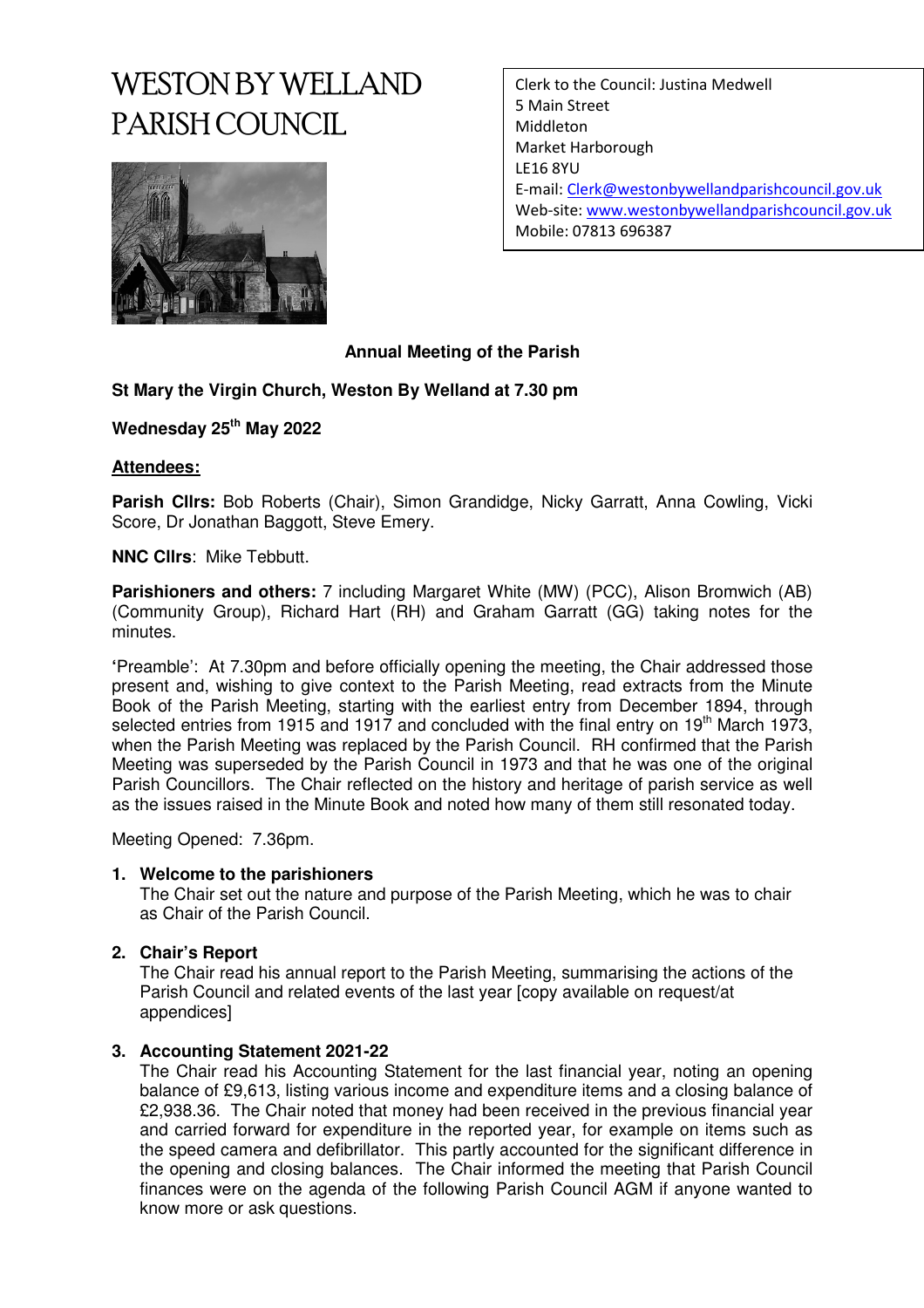# WESTON BY WELLAND PARISH COUNCIL

Clerk to the Council: Justina Medwell
5 Main Street
Middleton
Market Harborough
LE16 8YU
E-mail: Clerk@westonbywellandparishcouncil.gov.uk
Web-site: www.westonbywellandparishcouncil.gov.uk
Mobile: 07813 696387

**Annual Meeting of the Parish**

**St Mary the Virgin Church, Weston By Welland at 7.30 pm**

**Wednesday 25th May 2022**

**Attendees:**

**Parish Cllrs:** Bob Roberts (Chair), Simon Grandidge, Nicky Garratt, Anna Cowling, Vicki Score, Dr Jonathan Baggott, Steve Emery.

**NNC Cllrs**: Mike Tebbutt.

**Parishioners and others:** 7 including Margaret White (MW) (PCC), Alison Bromwich (AB) (Community Group), Richard Hart (RH) and Graham Garratt (GG) taking notes for the minutes.

**'**Preamble': At 7.30pm and before officially opening the meeting, the Chair addressed those present and, wishing to give context to the Parish Meeting, read extracts from the Minute Book of the Parish Meeting, starting with the earliest entry from December 1894, through selected entries from 1915 and 1917 and concluded with the final entry on 19th March 1973, when the Parish Meeting was replaced by the Parish Council. RH confirmed that the Parish Meeting was superseded by the Parish Council in 1973 and that he was one of the original Parish Councillors. The Chair reflected on the history and heritage of parish service as well as the issues raised in the Minute Book and noted how many of them still resonated today.

Meeting Opened: 7.36pm.

1. **Welcome to the parishioners**
   The Chair set out the nature and purpose of the Parish Meeting, which he was to chair as Chair of the Parish Council.

2. **Chair's Report**
   The Chair read his annual report to the Parish Meeting, summarising the actions of the Parish Council and related events of the last year [copy available on request/at appendices]

3. **Accounting Statement 2021-22**
   The Chair read his Accounting Statement for the last financial year, noting an opening balance of £9,613, listing various income and expenditure items and a closing balance of £2,938.36. The Chair noted that money had been received in the previous financial year and carried forward for expenditure in the reported year, for example on items such as the speed camera and defibrillator. This partly accounted for the significant difference in the opening and closing balances. The Chair informed the meeting that Parish Council finances were on the agenda of the following Parish Council AGM if anyone wanted to know more or ask questions.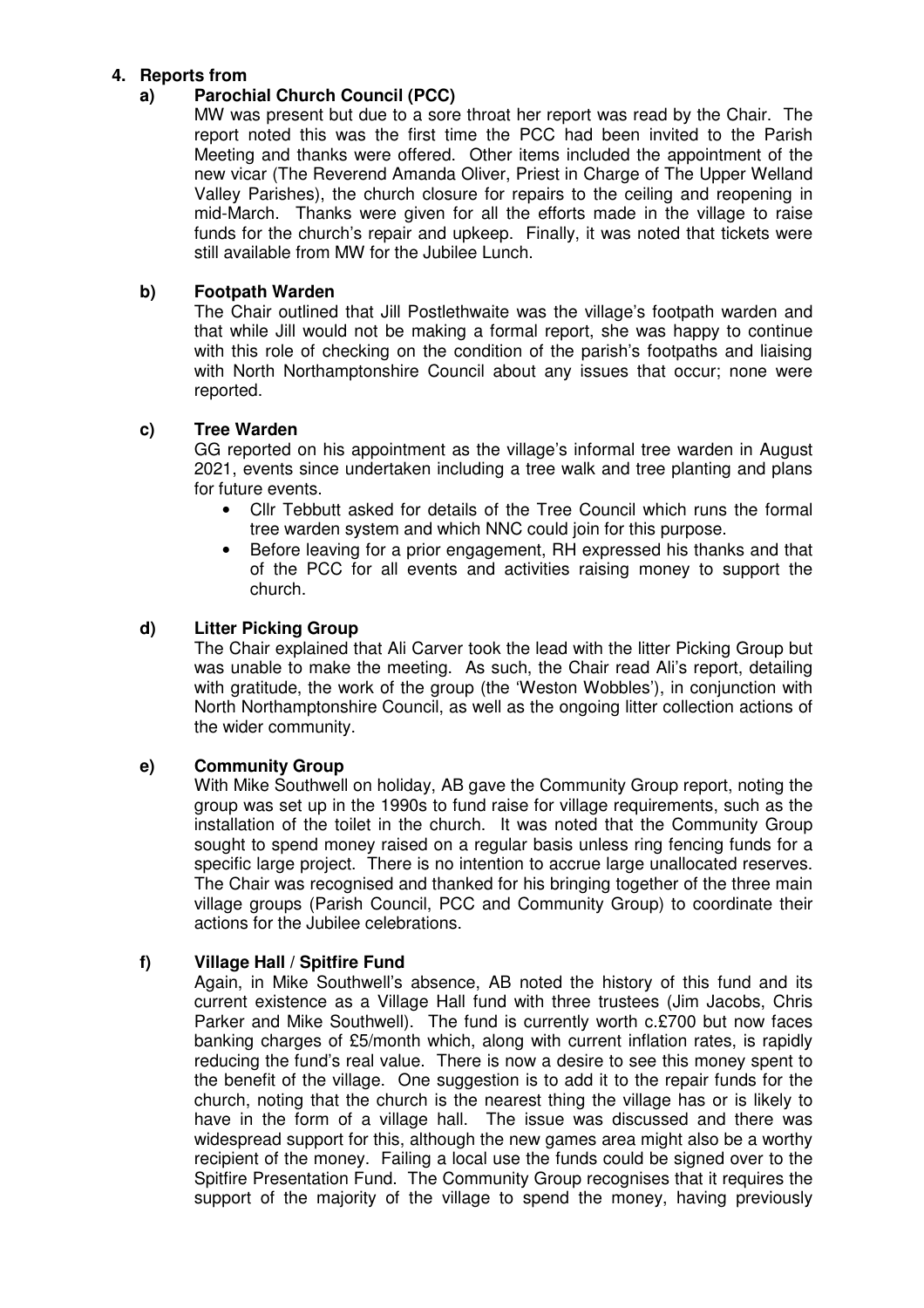## 4. Reports from

### a) Parochial Church Council (PCC)

MW was present but due to a sore throat her report was read by the Chair. The report noted this was the first time the PCC had been invited to the Parish Meeting and thanks were offered. Other items included the appointment of the new vicar (The Reverend Amanda Oliver, Priest in Charge of The Upper Welland Valley Parishes), the church closure for repairs to the ceiling and reopening in mid-March. Thanks were given for all the efforts made in the village to raise funds for the church's repair and upkeep. Finally, it was noted that tickets were still available from MW for the Jubilee Lunch.

### b) Footpath Warden

The Chair outlined that Jill Postlethwaite was the village's footpath warden and that while Jill would not be making a formal report, she was happy to continue with this role of checking on the condition of the parish's footpaths and liaising with North Northamptonshire Council about any issues that occur; none were reported.

### c) Tree Warden

GG reported on his appointment as the village's informal tree warden in August 2021, events since undertaken including a tree walk and tree planting and plans for future events.

- Cllr Tebbutt asked for details of the Tree Council which runs the formal tree warden system and which NNC could join for this purpose.
- Before leaving for a prior engagement, RH expressed his thanks and that of the PCC for all events and activities raising money to support the church.

### d) Litter Picking Group

The Chair explained that Ali Carver took the lead with the litter Picking Group but was unable to make the meeting. As such, the Chair read Ali's report, detailing with gratitude, the work of the group (the 'Weston Wobbles'), in conjunction with North Northamptonshire Council, as well as the ongoing litter collection actions of the wider community.

### e) Community Group

With Mike Southwell on holiday, AB gave the Community Group report, noting the group was set up in the 1990s to fund raise for village requirements, such as the installation of the toilet in the church. It was noted that the Community Group sought to spend money raised on a regular basis unless ring fencing funds for a specific large project. There is no intention to accrue large unallocated reserves. The Chair was recognised and thanked for his bringing together of the three main village groups (Parish Council, PCC and Community Group) to coordinate their actions for the Jubilee celebrations.

### f) Village Hall / Spitfire Fund

Again, in Mike Southwell's absence, AB noted the history of this fund and its current existence as a Village Hall fund with three trustees (Jim Jacobs, Chris Parker and Mike Southwell). The fund is currently worth c.£700 but now faces banking charges of £5/month which, along with current inflation rates, is rapidly reducing the fund's real value. There is now a desire to see this money spent to the benefit of the village. One suggestion is to add it to the repair funds for the church, noting that the church is the nearest thing the village has or is likely to have in the form of a village hall. The issue was discussed and there was widespread support for this, although the new games area might also be a worthy recipient of the money. Failing a local use the funds could be signed over to the Spitfire Presentation Fund. The Community Group recognises that it requires the support of the majority of the village to spend the money, having previously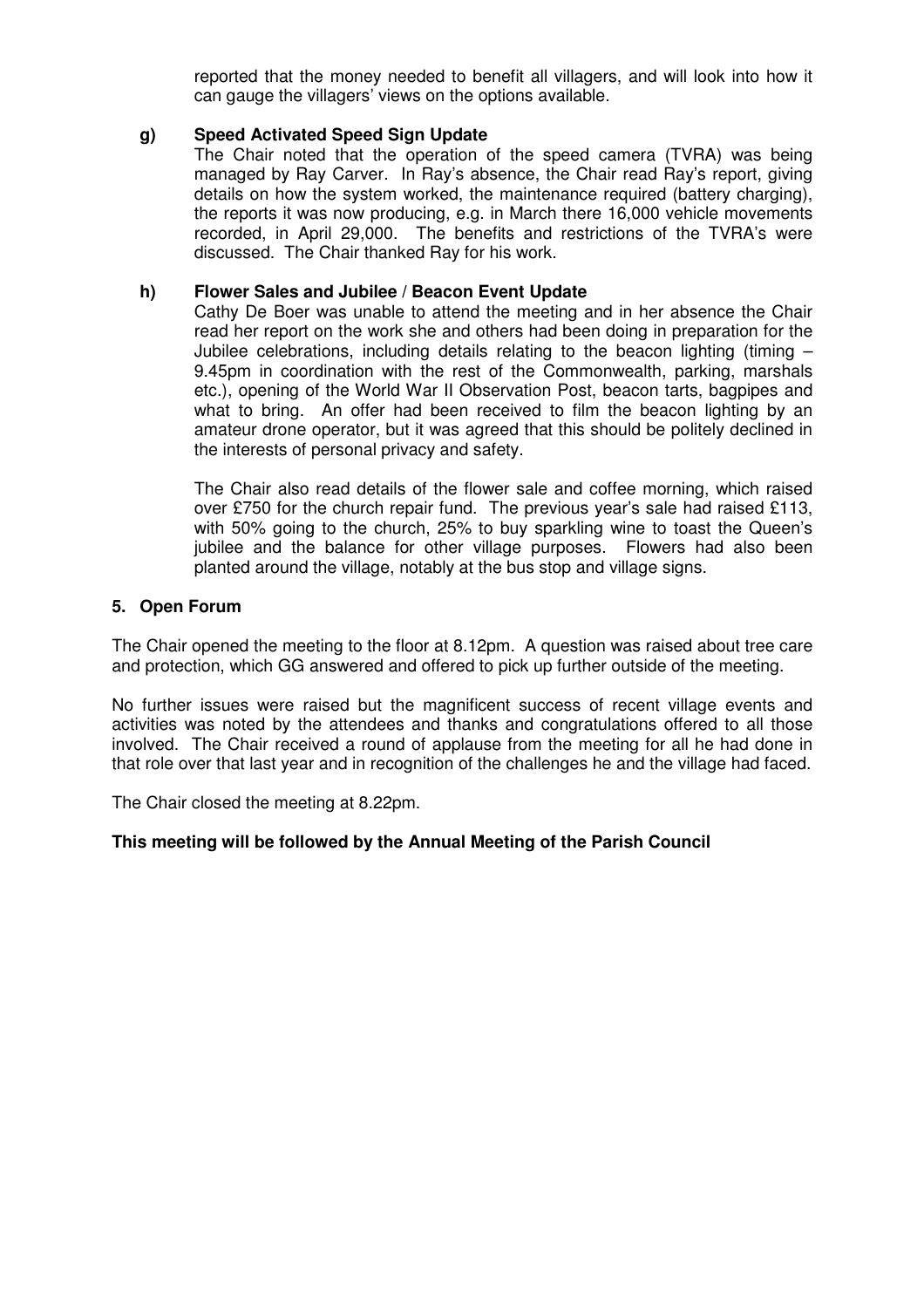reported that the money needed to benefit all villagers, and will look into how it can gauge the villagers' views on the options available.

**g) Speed Activated Speed Sign Update**

The Chair noted that the operation of the speed camera (TVRA) was being managed by Ray Carver. In Ray's absence, the Chair read Ray's report, giving details on how the system worked, the maintenance required (battery charging), the reports it was now producing, e.g. in March there 16,000 vehicle movements recorded, in April 29,000. The benefits and restrictions of the TVRA's were discussed. The Chair thanked Ray for his work.

**h) Flower Sales and Jubilee / Beacon Event Update**

Cathy De Boer was unable to attend the meeting and in her absence the Chair read her report on the work she and others had been doing in preparation for the Jubilee celebrations, including details relating to the beacon lighting (timing – 9.45pm in coordination with the rest of the Commonwealth, parking, marshals etc.), opening of the World War II Observation Post, beacon tarts, bagpipes and what to bring. An offer had been received to film the beacon lighting by an amateur drone operator, but it was agreed that this should be politely declined in the interests of personal privacy and safety.

The Chair also read details of the flower sale and coffee morning, which raised over £750 for the church repair fund. The previous year's sale had raised £113, with 50% going to the church, 25% to buy sparkling wine to toast the Queen's jubilee and the balance for other village purposes. Flowers had also been planted around the village, notably at the bus stop and village signs.

## 5. Open Forum

The Chair opened the meeting to the floor at 8.12pm. A question was raised about tree care and protection, which GG answered and offered to pick up further outside of the meeting.

No further issues were raised but the magnificent success of recent village events and activities was noted by the attendees and thanks and congratulations offered to all those involved. The Chair received a round of applause from the meeting for all he had done in that role over that last year and in recognition of the challenges he and the village had faced.

The Chair closed the meeting at 8.22pm.

**This meeting will be followed by the Annual Meeting of the Parish Council**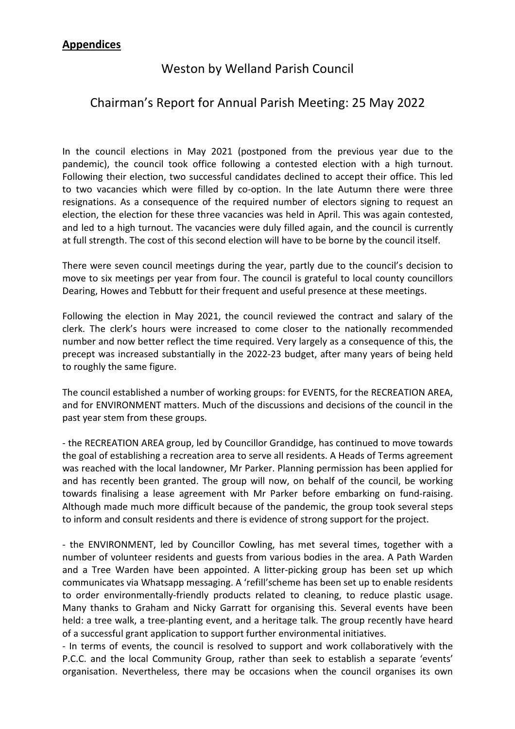## **Appendices**

# Weston by Welland Parish Council

## Chairman's Report for Annual Parish Meeting: 25 May 2022

In the council elections in May 2021 (postponed from the previous year due to the pandemic), the council took office following a contested election with a high turnout. Following their election, two successful candidates declined to accept their office. This led to two vacancies which were filled by co-option. In the late Autumn there were three resignations. As a consequence of the required number of electors signing to request an election, the election for these three vacancies was held in April. This was again contested, and led to a high turnout. The vacancies were duly filled again, and the council is currently at full strength. The cost of this second election will have to be borne by the council itself.

There were seven council meetings during the year, partly due to the council's decision to move to six meetings per year from four. The council is grateful to local county councillors Dearing, Howes and Tebbutt for their frequent and useful presence at these meetings.

Following the election in May 2021, the council reviewed the contract and salary of the clerk. The clerk's hours were increased to come closer to the nationally recommended number and now better reflect the time required. Very largely as a consequence of this, the precept was increased substantially in the 2022-23 budget, after many years of being held to roughly the same figure.

The council established a number of working groups: for EVENTS, for the RECREATION AREA, and for ENVIRONMENT matters. Much of the discussions and decisions of the council in the past year stem from these groups.

- the RECREATION AREA group, led by Councillor Grandidge, has continued to move towards the goal of establishing a recreation area to serve all residents. A Heads of Terms agreement was reached with the local landowner, Mr Parker. Planning permission has been applied for and has recently been granted. The group will now, on behalf of the council, be working towards finalising a lease agreement with Mr Parker before embarking on fund-raising. Although made much more difficult because of the pandemic, the group took several steps to inform and consult residents and there is evidence of strong support for the project.

- the ENVIRONMENT, led by Councillor Cowling, has met several times, together with a number of volunteer residents and guests from various bodies in the area. A Path Warden and a Tree Warden have been appointed. A litter-picking group has been set up which communicates via Whatsapp messaging. A 'refill'scheme has been set up to enable residents to order environmentally-friendly products related to cleaning, to reduce plastic usage. Many thanks to Graham and Nicky Garratt for organising this. Several events have been held: a tree walk, a tree-planting event, and a heritage talk. The group recently have heard of a successful grant application to support further environmental initiatives.

- In terms of events, the council is resolved to support and work collaboratively with the P.C.C. and the local Community Group, rather than seek to establish a separate 'events' organisation. Nevertheless, there may be occasions when the council organises its own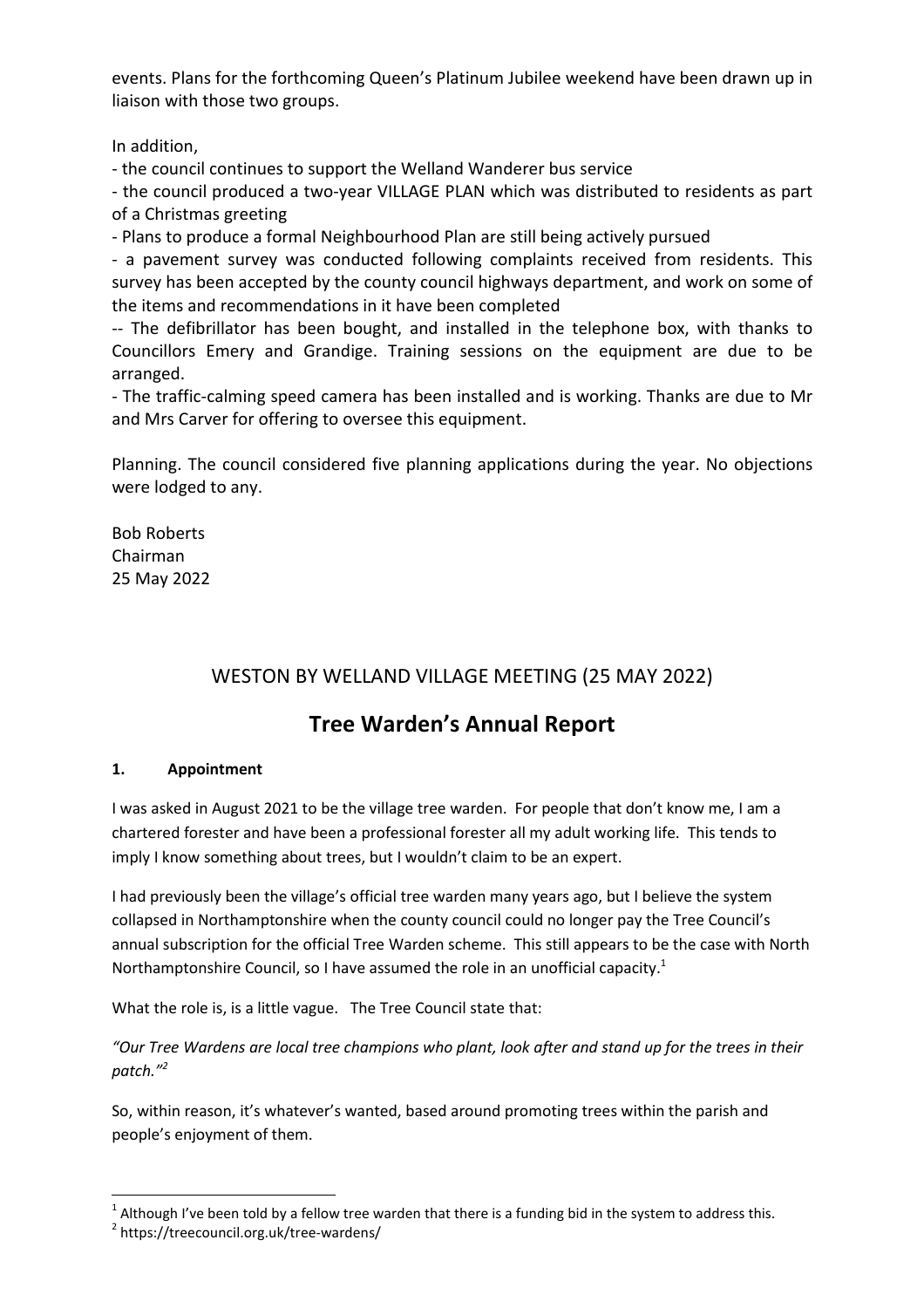events. Plans for the forthcoming Queen's Platinum Jubilee weekend have been drawn up in liaison with those two groups.

In addition,

- the council continues to support the Welland Wanderer bus service
- the council produced a two-year VILLAGE PLAN which was distributed to residents as part of a Christmas greeting
- Plans to produce a formal Neighbourhood Plan are still being actively pursued
- a pavement survey was conducted following complaints received from residents. This survey has been accepted by the county council highways department, and work on some of the items and recommendations in it have been completed
-- The defibrillator has been bought, and installed in the telephone box, with thanks to Councillors Emery and Grandige. Training sessions on the equipment are due to be arranged.
- The traffic-calming speed camera has been installed and is working. Thanks are due to Mr and Mrs Carver for offering to oversee this equipment.

Planning. The council considered five planning applications during the year. No objections were lodged to any.

Bob Roberts
Chairman
25 May 2022

## WESTON BY WELLAND VILLAGE MEETING (25 MAY 2022)

# Tree Warden's Annual Report

### 1. Appointment

I was asked in August 2021 to be the village tree warden. For people that don't know me, I am a chartered forester and have been a professional forester all my adult working life. This tends to imply I know something about trees, but I wouldn't claim to be an expert.

I had previously been the village's official tree warden many years ago, but I believe the system collapsed in Northamptonshire when the county council could no longer pay the Tree Council's annual subscription for the official Tree Warden scheme. This still appears to be the case with North Northamptonshire Council, so I have assumed the role in an unofficial capacity.[1]

What the role is, is a little vague. The Tree Council state that:

*"Our Tree Wardens are local tree champions who plant, look after and stand up for the trees in their patch."*[2]

So, within reason, it's whatever's wanted, based around promoting trees within the parish and people's enjoyment of them.

[1] Although I've been told by a fellow tree warden that there is a funding bid in the system to address this.

[2] https://treecouncil.org.uk/tree-wardens/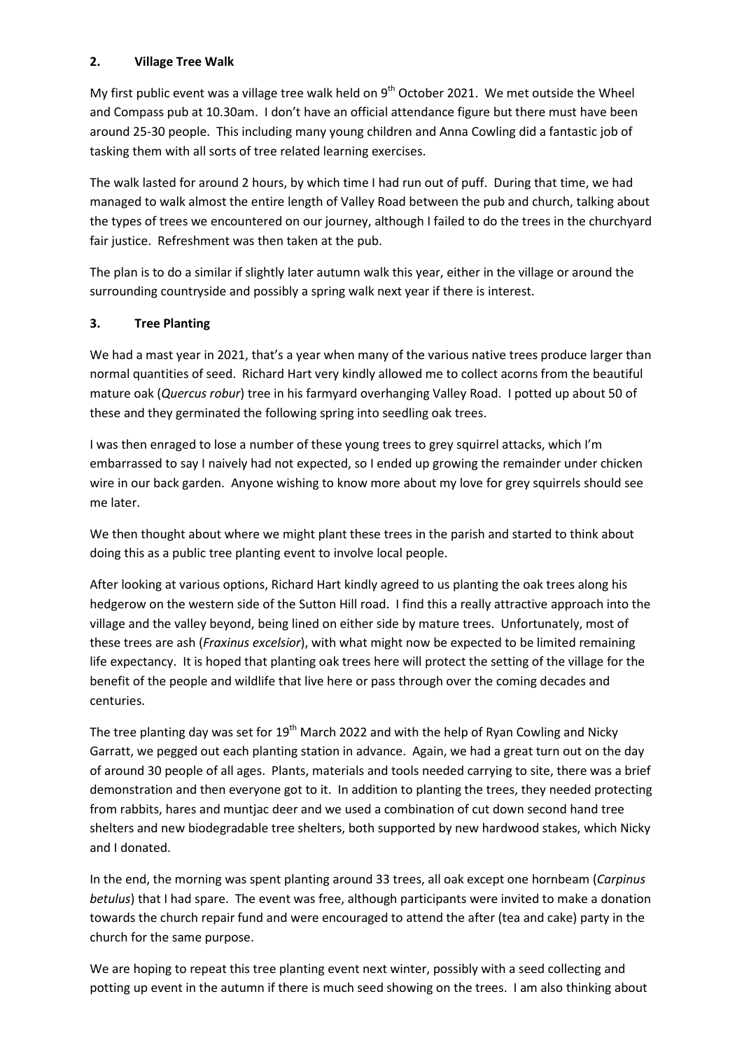## 2. Village Tree Walk

My first public event was a village tree walk held on 9th October 2021. We met outside the Wheel and Compass pub at 10.30am. I don't have an official attendance figure but there must have been around 25-30 people. This including many young children and Anna Cowling did a fantastic job of tasking them with all sorts of tree related learning exercises.

The walk lasted for around 2 hours, by which time I had run out of puff. During that time, we had managed to walk almost the entire length of Valley Road between the pub and church, talking about the types of trees we encountered on our journey, although I failed to do the trees in the churchyard fair justice. Refreshment was then taken at the pub.

The plan is to do a similar if slightly later autumn walk this year, either in the village or around the surrounding countryside and possibly a spring walk next year if there is interest.

## 3. Tree Planting

We had a mast year in 2021, that's a year when many of the various native trees produce larger than normal quantities of seed. Richard Hart very kindly allowed me to collect acorns from the beautiful mature oak (*Quercus robur*) tree in his farmyard overhanging Valley Road. I potted up about 50 of these and they germinated the following spring into seedling oak trees.

I was then enraged to lose a number of these young trees to grey squirrel attacks, which I'm embarrassed to say I naively had not expected, so I ended up growing the remainder under chicken wire in our back garden. Anyone wishing to know more about my love for grey squirrels should see me later.

We then thought about where we might plant these trees in the parish and started to think about doing this as a public tree planting event to involve local people.

After looking at various options, Richard Hart kindly agreed to us planting the oak trees along his hedgerow on the western side of the Sutton Hill road. I find this a really attractive approach into the village and the valley beyond, being lined on either side by mature trees. Unfortunately, most of these trees are ash (*Fraxinus excelsior*), with what might now be expected to be limited remaining life expectancy. It is hoped that planting oak trees here will protect the setting of the village for the benefit of the people and wildlife that live here or pass through over the coming decades and centuries.

The tree planting day was set for 19th March 2022 and with the help of Ryan Cowling and Nicky Garratt, we pegged out each planting station in advance. Again, we had a great turn out on the day of around 30 people of all ages. Plants, materials and tools needed carrying to site, there was a brief demonstration and then everyone got to it. In addition to planting the trees, they needed protecting from rabbits, hares and muntjac deer and we used a combination of cut down second hand tree shelters and new biodegradable tree shelters, both supported by new hardwood stakes, which Nicky and I donated.

In the end, the morning was spent planting around 33 trees, all oak except one hornbeam (*Carpinus betulus*) that I had spare. The event was free, although participants were invited to make a donation towards the church repair fund and were encouraged to attend the after (tea and cake) party in the church for the same purpose.

We are hoping to repeat this tree planting event next winter, possibly with a seed collecting and potting up event in the autumn if there is much seed showing on the trees. I am also thinking about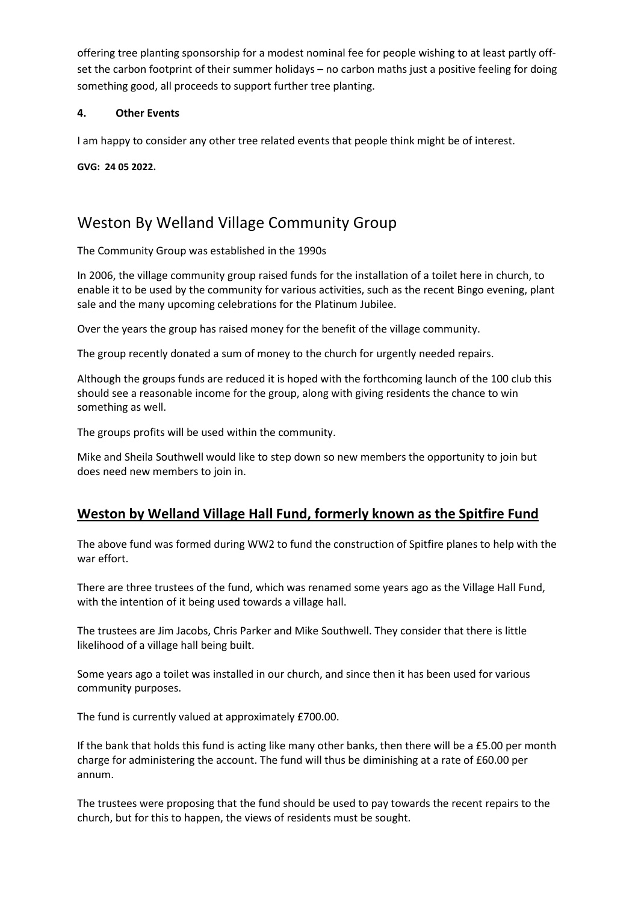offering tree planting sponsorship for a modest nominal fee for people wishing to at least partly off-set the carbon footprint of their summer holidays – no carbon maths just a positive feeling for doing something good, all proceeds to support further tree planting.

**4. Other Events**

I am happy to consider any other tree related events that people think might be of interest.

**GVG: 24 05 2022.**

# Weston By Welland Village Community Group

The Community Group was established in the 1990s

In 2006, the village community group raised funds for the installation of a toilet here in church, to enable it to be used by the community for various activities, such as the recent Bingo evening, plant sale and the many upcoming celebrations for the Platinum Jubilee.

Over the years the group has raised money for the benefit of the village community.

The group recently donated a sum of money to the church for urgently needed repairs.

Although the groups funds are reduced it is hoped with the forthcoming launch of the 100 club this should see a reasonable income for the group, along with giving residents the chance to win something as well.

The groups profits will be used within the community.

Mike and Sheila Southwell would like to step down so new members the opportunity to join but does need new members to join in.

## Weston by Welland Village Hall Fund, formerly known as the Spitfire Fund

The above fund was formed during WW2 to fund the construction of Spitfire planes to help with the war effort.

There are three trustees of the fund, which was renamed some years ago as the Village Hall Fund, with the intention of it being used towards a village hall.

The trustees are Jim Jacobs, Chris Parker and Mike Southwell. They consider that there is little likelihood of a village hall being built.

Some years ago a toilet was installed in our church, and since then it has been used for various community purposes.

The fund is currently valued at approximately £700.00.

If the bank that holds this fund is acting like many other banks, then there will be a £5.00 per month charge for administering the account. The fund will thus be diminishing at a rate of £60.00 per annum.

The trustees were proposing that the fund should be used to pay towards the recent repairs to the church, but for this to happen, the views of residents must be sought.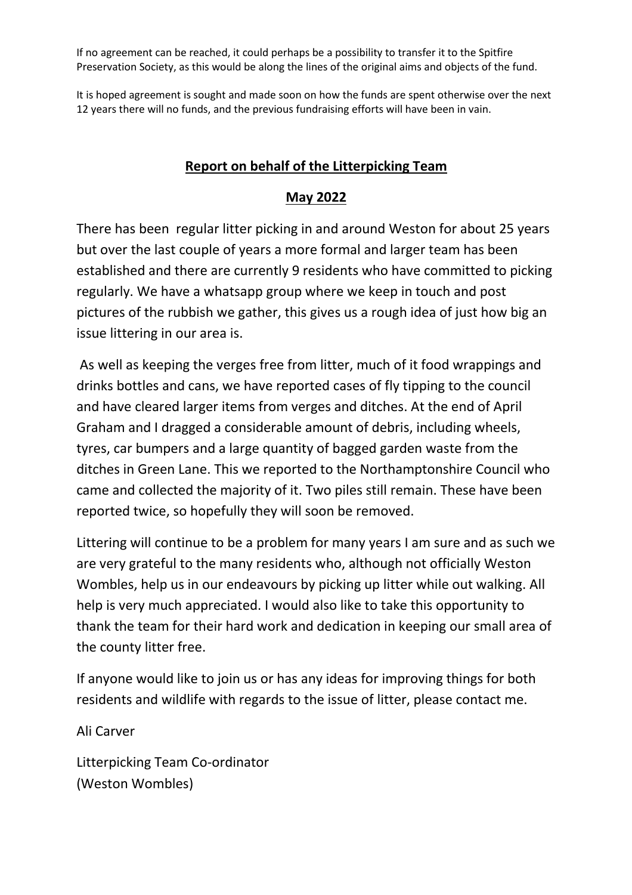If no agreement can be reached, it could perhaps be a possibility to transfer it to the Spitfire Preservation Society, as this would be along the lines of the original aims and objects of the fund.

It is hoped agreement is sought and made soon on how the funds are spent otherwise over the next 12 years there will no funds, and the previous fundraising efforts will have been in vain.

## Report on behalf of the Litterpicking Team

## May 2022

There has been regular litter picking in and around Weston for about 25 years but over the last couple of years a more formal and larger team has been established and there are currently 9 residents who have committed to picking regularly. We have a whatsapp group where we keep in touch and post pictures of the rubbish we gather, this gives us a rough idea of just how big an issue littering in our area is.

As well as keeping the verges free from litter, much of it food wrappings and drinks bottles and cans, we have reported cases of fly tipping to the council and have cleared larger items from verges and ditches. At the end of April Graham and I dragged a considerable amount of debris, including wheels, tyres, car bumpers and a large quantity of bagged garden waste from the ditches in Green Lane. This we reported to the Northamptonshire Council who came and collected the majority of it. Two piles still remain. These have been reported twice, so hopefully they will soon be removed.

Littering will continue to be a problem for many years I am sure and as such we are very grateful to the many residents who, although not officially Weston Wombles, help us in our endeavours by picking up litter while out walking. All help is very much appreciated. I would also like to take this opportunity to thank the team for their hard work and dedication in keeping our small area of the county litter free.

If anyone would like to join us or has any ideas for improving things for both residents and wildlife with regards to the issue of litter, please contact me.

Ali Carver

Litterpicking Team Co-ordinator
(Weston Wombles)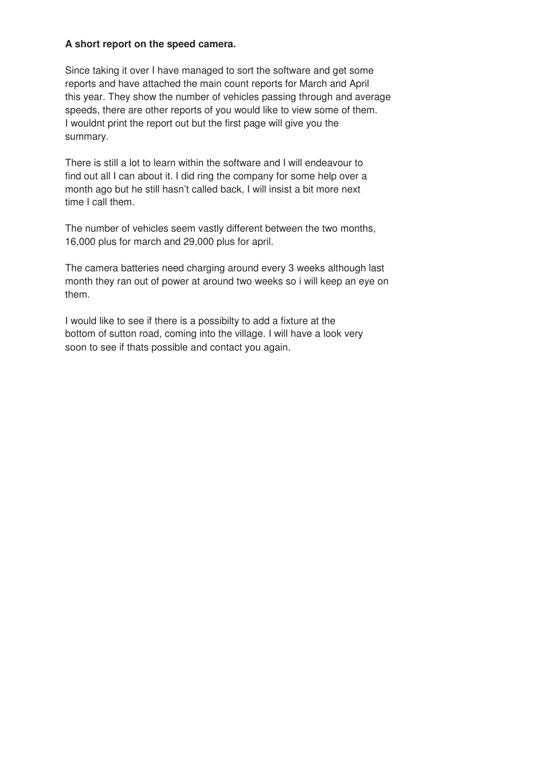**A short report on the speed camera.**

Since taking it over I have managed to sort the software and get some reports and have attached the main count reports for March and April this year. They show the number of vehicles passing through and average speeds, there are other reports of you would like to view some of them. I wouldnt print the report out but the first page will give you the summary.

There is still a lot to learn within the software and I will endeavour to find out all I can about it. I did ring the company for some help over a month ago but he still hasn't called back, I will insist a bit more next time I call them.

The number of vehicles seem vastly different between the two months, 16,000 plus for march and 29,000 plus for april.

The camera batteries need charging around every 3 weeks although last month they ran out of power at around two weeks so i will keep an eye on them.

I would like to see if there is a possibilty to add a fixture at the bottom of sutton road, coming into the village. I will have a look very soon to see if thats possible and contact you again.